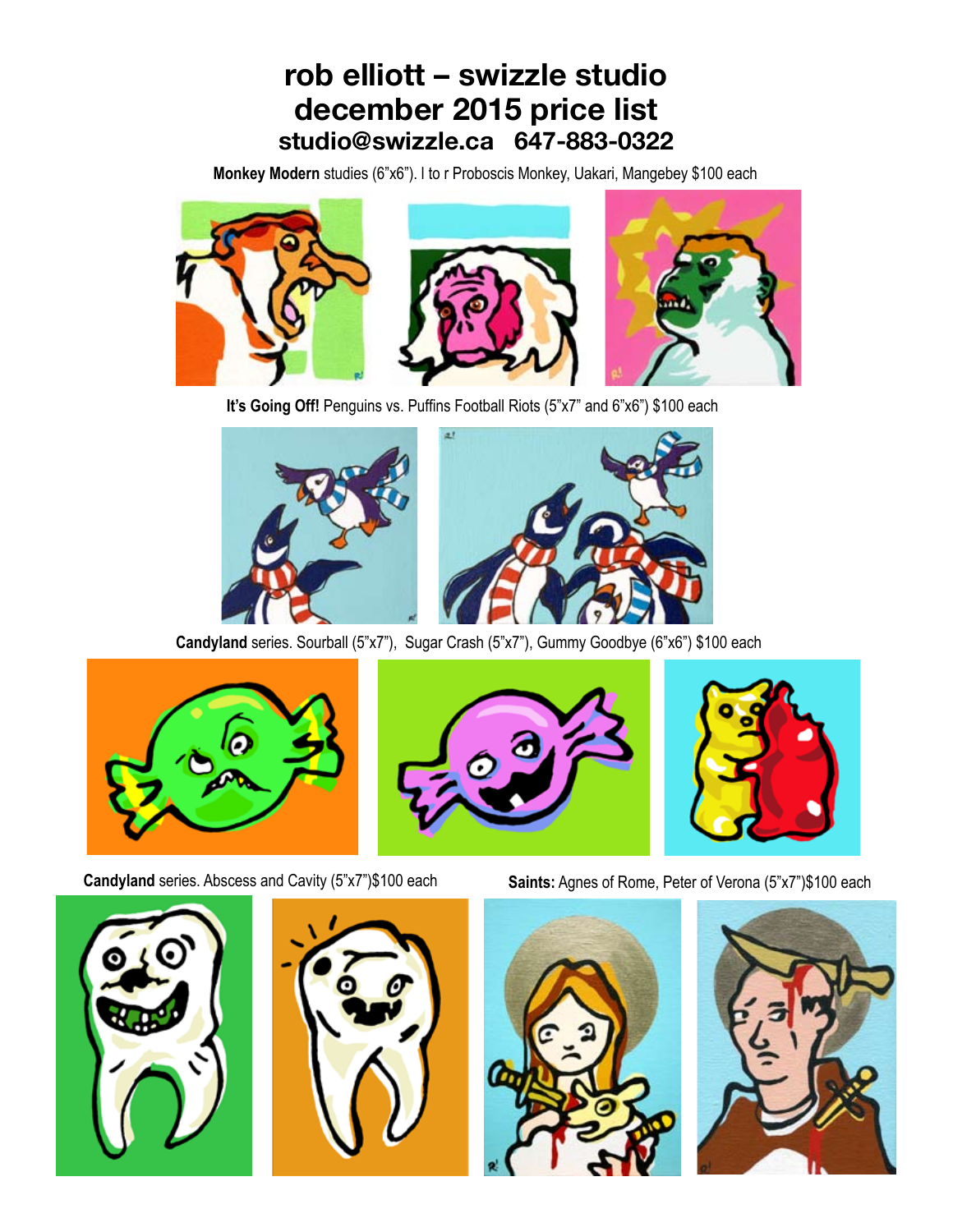# rob elliott – swizzle studio
# december 2015 price list
## studio@swizzle.ca 647-883-0322

**Monkey Modern** studies (6"x6"). l to r Proboscis Monkey, Uakari, Mangebey $100 each

**It's Going Off!** Penguins vs. Puffins Football Riots (5"x7" and 6"x6") $100 each

**Candyland** series. Sourball (5"x7"), Sugar Crash (5"x7"), Gummy Goodbye (6"x6") $100 each

**Candyland** series. Abscess and Cavity (5"x7")$100 each

**Saints:** Agnes of Rome, Peter of Verona (5"x7")$100 each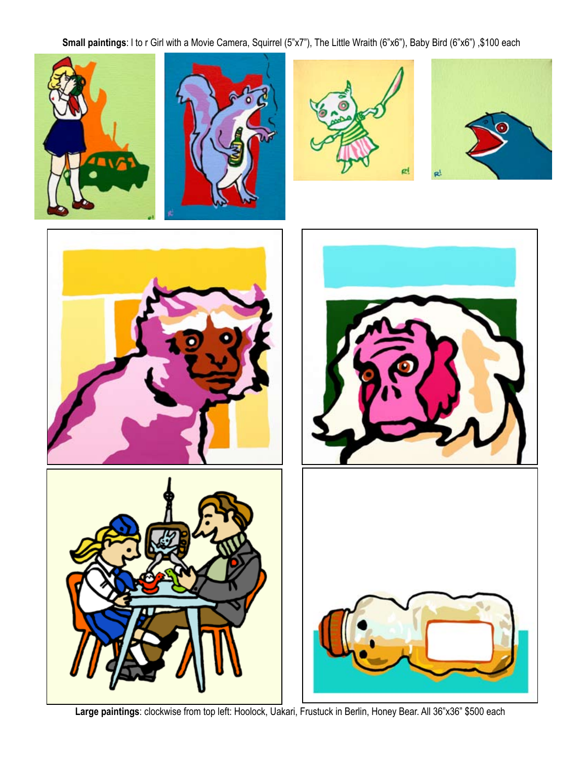**Small paintings**: l to r Girl with a Movie Camera, Squirrel (5"x7"), The Little Wraith (6"x6"), Baby Bird (6"x6") ,$100 each

**Large paintings**: clockwise from top left: Hoolock, Uakari, Frustuck in Berlin, Honey Bear. All 36"x36" $500 each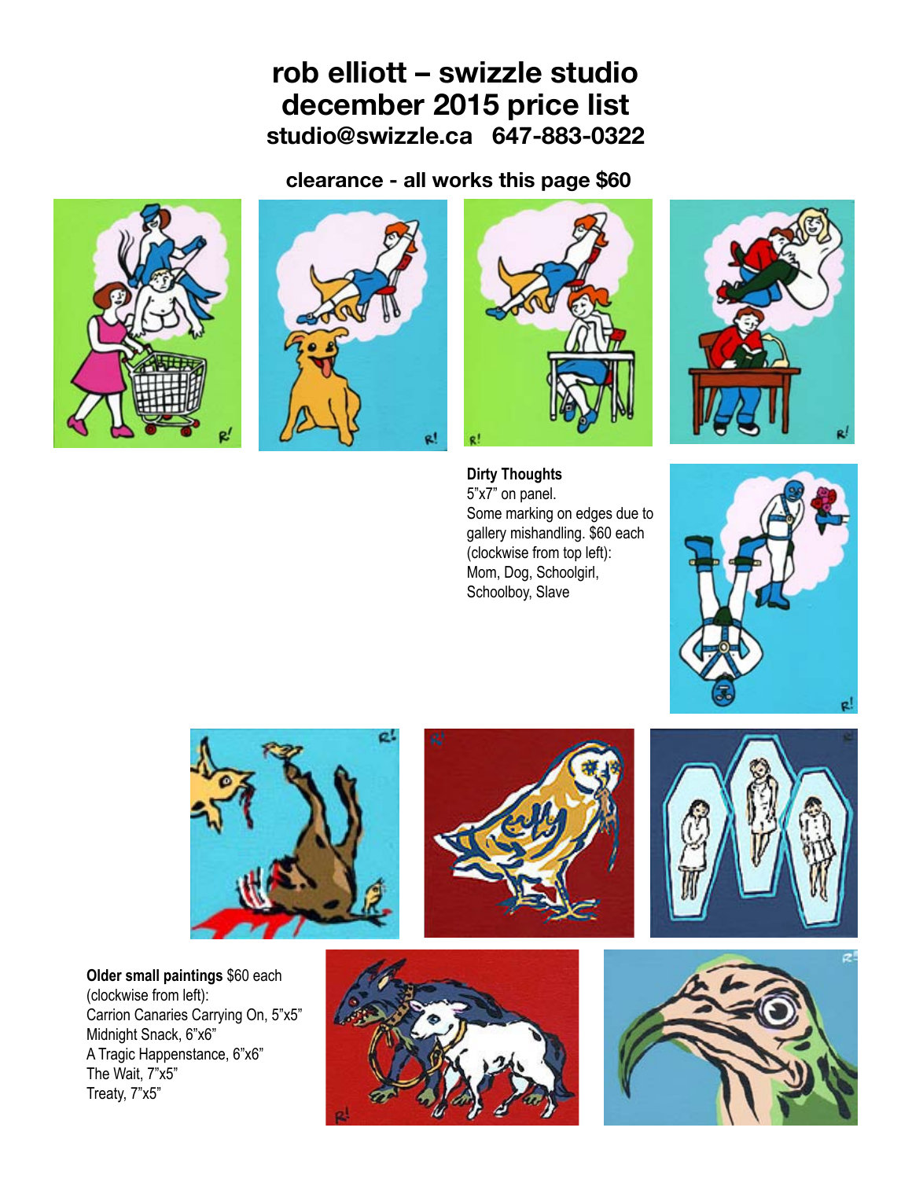# rob elliott – swizzle studio
# december 2015 price list
### studio@swizzle.ca   647-883-0322

### clearance - all works this page $60

**Dirty Thoughts**
5"x7" on panel.
Some marking on edges due to gallery mishandling. $60 each
(clockwise from top left):
Mom, Dog, Schoolgirl, Schoolboy, Slave

**Older small paintings** $60 each
(clockwise from left):
Carrion Canaries Carrying On, 5"x5"
Midnight Snack, 6"x6"
A Tragic Happenstance, 6"x6"
The Wait, 7"x5"
Treaty, 7"x5"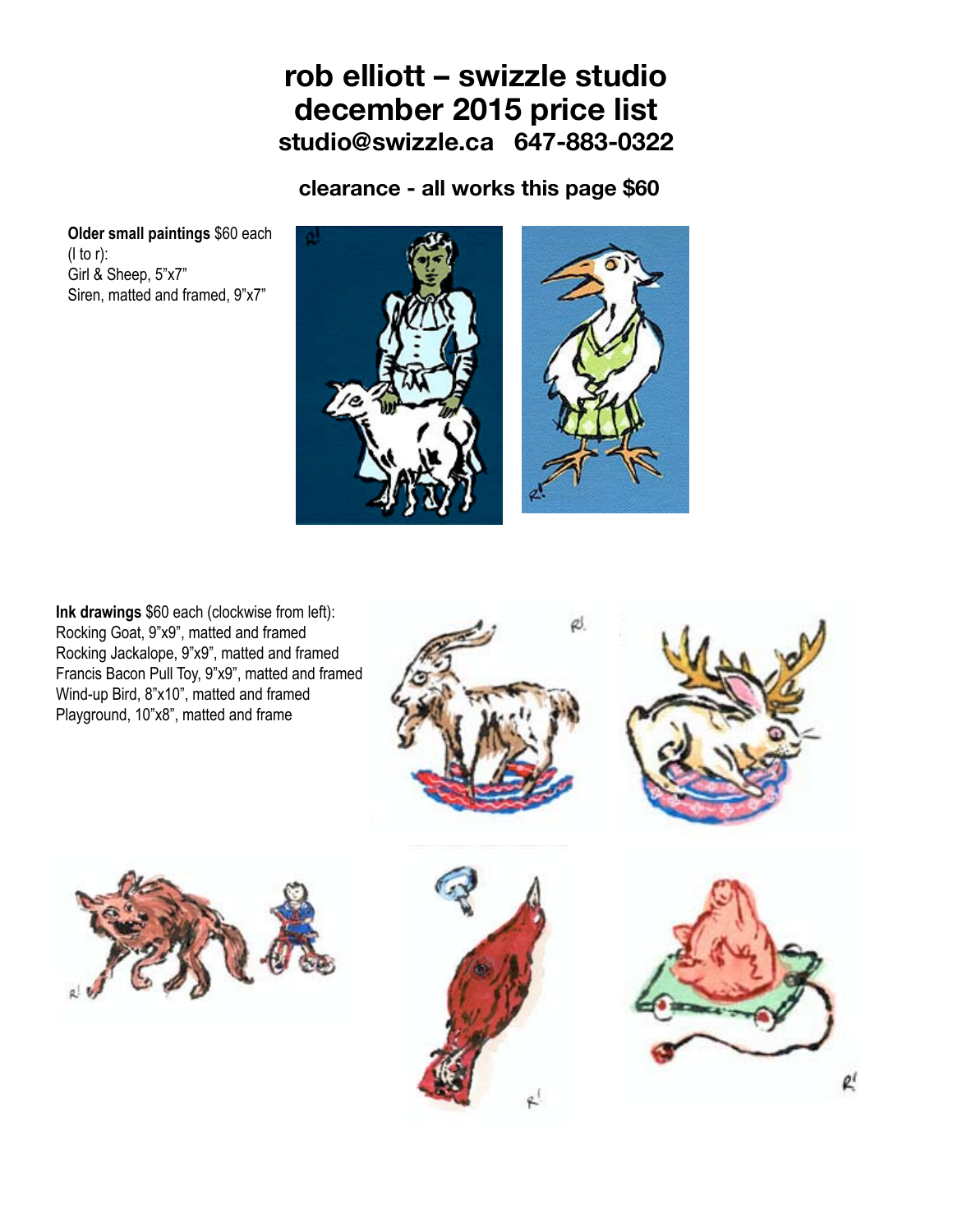# rob elliott – swizzle studio
# december 2015 price list
### studio@swizzle.ca   647-883-0322

### clearance - all works this page $60

**Older small paintings** $60 each
(l to r):
Girl & Sheep, 5"x7"
Siren, matted and framed, 9"x7"

**Ink drawings** $60 each (clockwise from left):
Rocking Goat, 9"x9", matted and framed
Rocking Jackalope, 9"x9", matted and framed
Francis Bacon Pull Toy, 9"x9", matted and framed
Wind-up Bird, 8"x10", matted and framed
Playground, 10"x8", matted and frame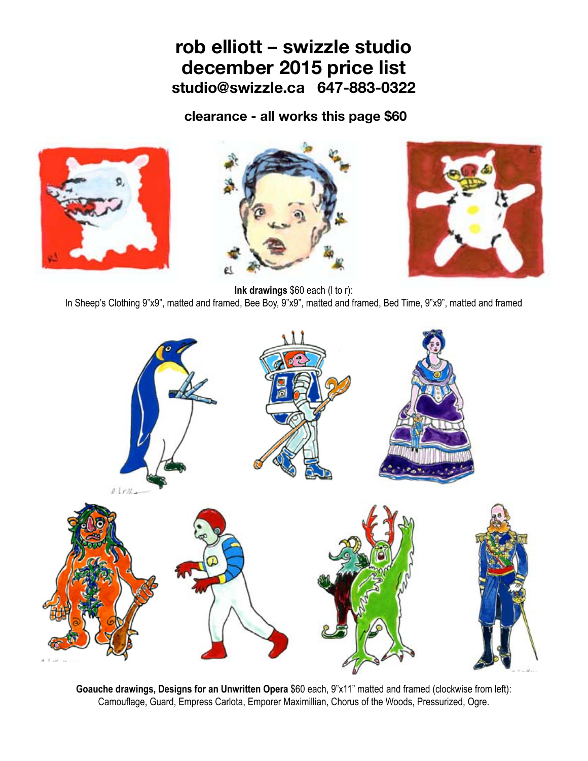# rob elliott – swizzle studio
# december 2015 price list
### studio@swizzle.ca 647-883-0322

### clearance - all works this page $60

**Ink drawings** $60 each (l to r):
In Sheep's Clothing 9"x9", matted and framed, Bee Boy, 9"x9", matted and framed, Bed Time, 9"x9", matted and framed

**Goauche drawings, Designs for an Unwritten Opera** $60 each, 9"x11" matted and framed (clockwise from left):
Camouflage, Guard, Empress Carlota, Emporer Maximillian, Chorus of the Woods, Pressurized, Ogre.